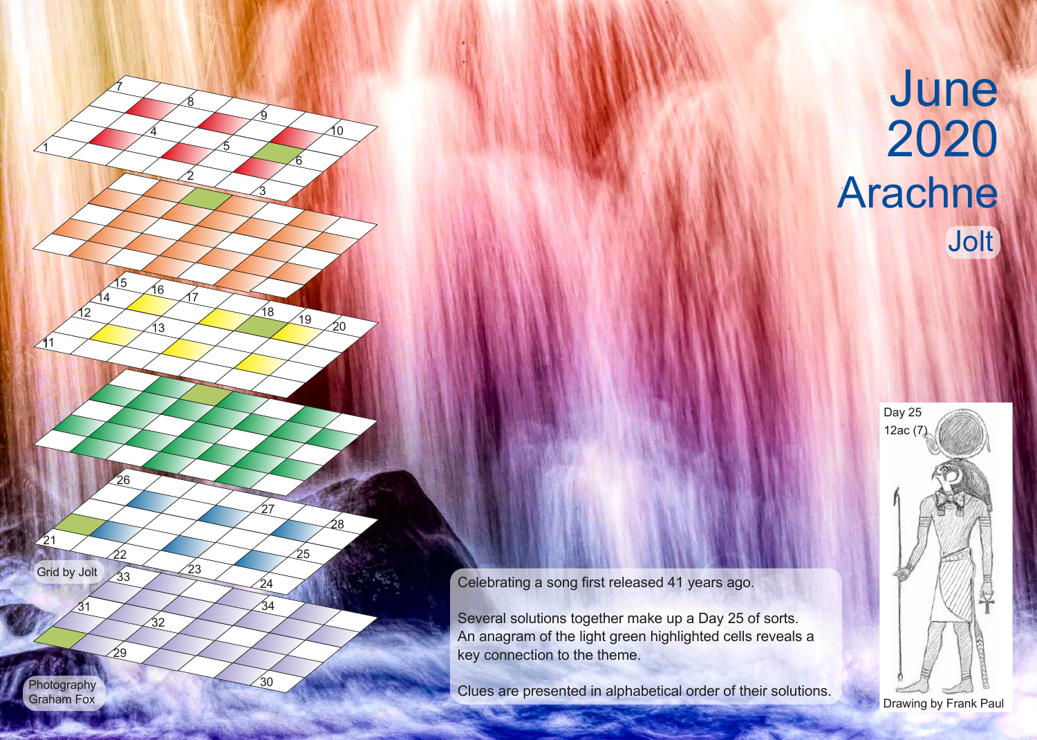# June 2020

## Arachne

Jolt

Grid by Jolt

Photography Graham Fox

Celebrating a song first released 41 years ago.

Several solutions together make up a Day 25 of sorts. An anagram of the light green highlighted cells reveals a key connection to the theme.

Clues are presented in alphabetical order of their solutions.

Day 25
12ac (7)

Drawing by Frank Paul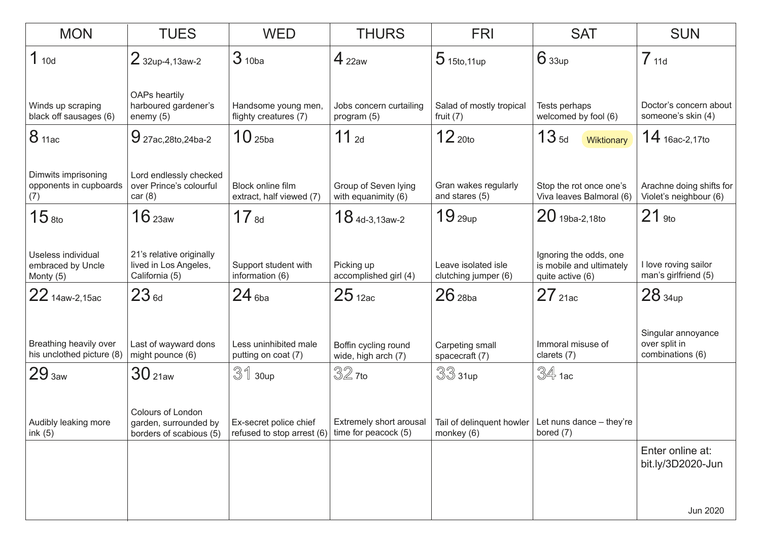| MON | TUES | WED | THURS | FRI | SAT | SUN |
|---|---|---|---|---|---|---|
| 1 10d<br><br>Winds up scraping black off sausages (6) | 2 32up-4,13aw-2<br><br>OAPs heartily harboured gardener's enemy (5) | 3 10ba<br><br>Handsome young men, flighty creatures (7) | 4 22aw<br><br>Jobs concern curtailing program (5) | 5 15to,11up<br><br>Salad of mostly tropical fruit (7) | 6 33up<br><br>Tests perhaps welcomed by fool (6) | 7 11d<br><br>Doctor's concern about someone's skin (4) |
| 8 11ac<br><br>Dimwits imprisoning opponents in cupboards (7) | 9 27ac,28to,24ba-2<br><br>Lord endlessly checked over Prince's colourful car (8) | 10 25ba<br><br>Block online film extract, half viewed (7) | 11 2d<br><br>Group of Seven lying with equanimity (6) | 12 20to<br><br>Gran wakes regularly and stares (5) | 13 5d Wiktionary<br><br>Stop the rot once one's Viva leaves Balmoral (6) | 14 16ac-2,17to<br><br>Arachne doing shifts for Violet's neighbour (6) |
| 15 8to<br><br>Useless individual embraced by Uncle Monty (5) | 16 23aw<br><br>21's relative originally lived in Los Angeles, California (5) | 17 8d<br><br>Support student with information (6) | 18 4d-3,13aw-2<br><br>Picking up accomplished girl (4) | 19 29up<br><br>Leave isolated isle clutching jumper (6) | 20 19ba-2,18to<br><br>Ignoring the odds, one is mobile and ultimately quite active (6) | 21 9to<br><br>I love roving sailor man's girlfriend (5) |
| 22 14aw-2,15ac<br><br>Breathing heavily over his unclothed picture (8) | 23 6d<br><br>Last of wayward dons might pounce (6) | 24 6ba<br><br>Less uninhibited male putting on coat (7) | 25 12ac<br><br>Boffin cycling round wide, high arch (7) | 26 28ba<br><br>Carpeting small spacecraft (7) | 27 21ac<br><br>Immoral misuse of clarets (7) | 28 34up<br><br>Singular annoyance over split in combinations (6) |
| 29 3aw<br><br>Audibly leaking more ink (5) | 30 21aw<br><br>Colours of London garden, surrounded by borders of scabious (5) | 31 30up<br><br>Ex-secret police chief refused to stop arrest (6) | 32 7to<br><br>Extremely short arousal time for peacock (5) | 33 31up<br><br>Tail of delinquent howler monkey (6) | 34 1ac<br><br>Let nuns dance – they're bored (7) | |
| | | | | | | Enter online at: bit.ly/3D2020-Jun<br><br>Jun 2020 |